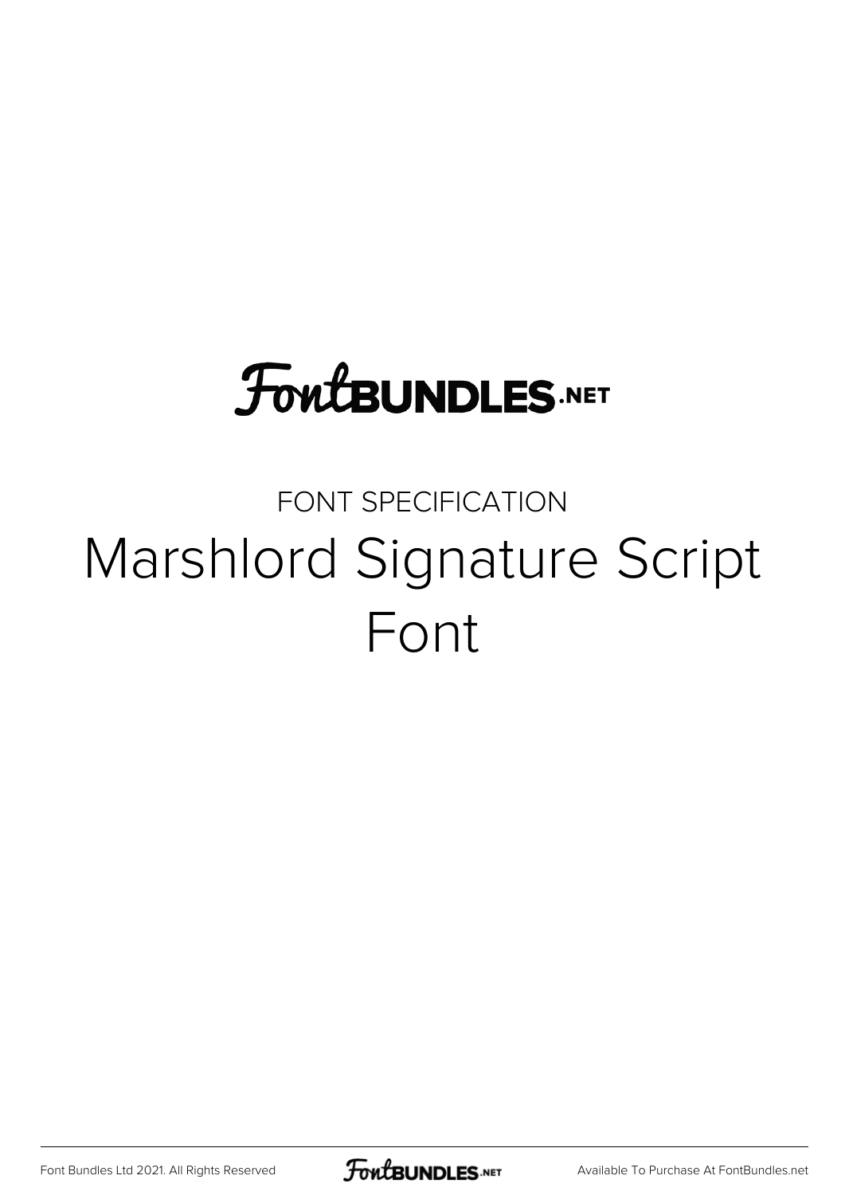FontBUNDLES.NET

FONT SPECIFICATION

# Marshlord Signature Script Font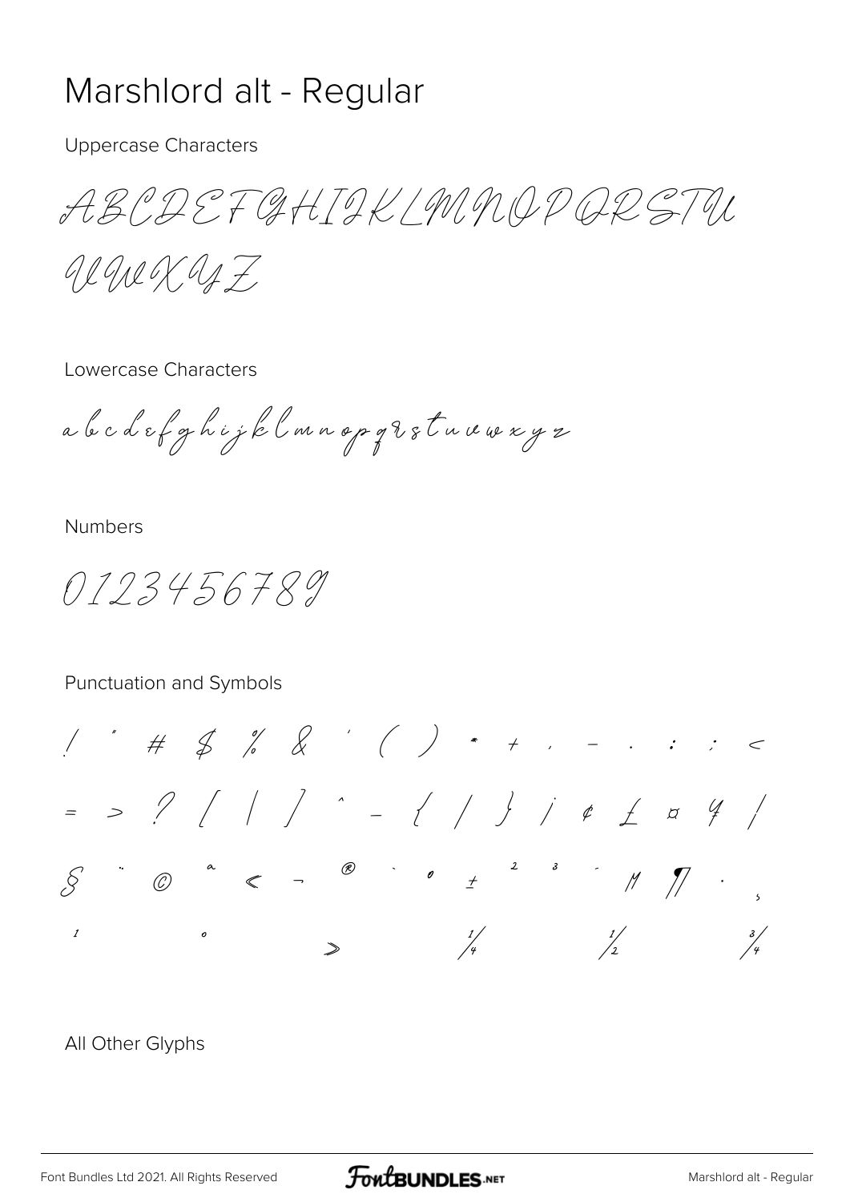# Marshlord alt - Regular

Uppercase Characters

ABCDEFGHIJKLMNOPQRSTU

VWXYZ

Lowercase Characters

a b c d e f g h i j k l m n o p q r s t u v w x y z

Numbers

0123456789

Punctuation and Symbols

! " # $ % & ' ( ) * + , - . : ; <

= > ? [ \ ] ^ _ { | } ¡ ¢ £ ¤ ¥ ¦

§ ¨ © ª « ¬ ® ¯ ° ± ² ³ ´ µ ¶ · ¸

¹ º » ¼ ½ ¾

All Other Glyphs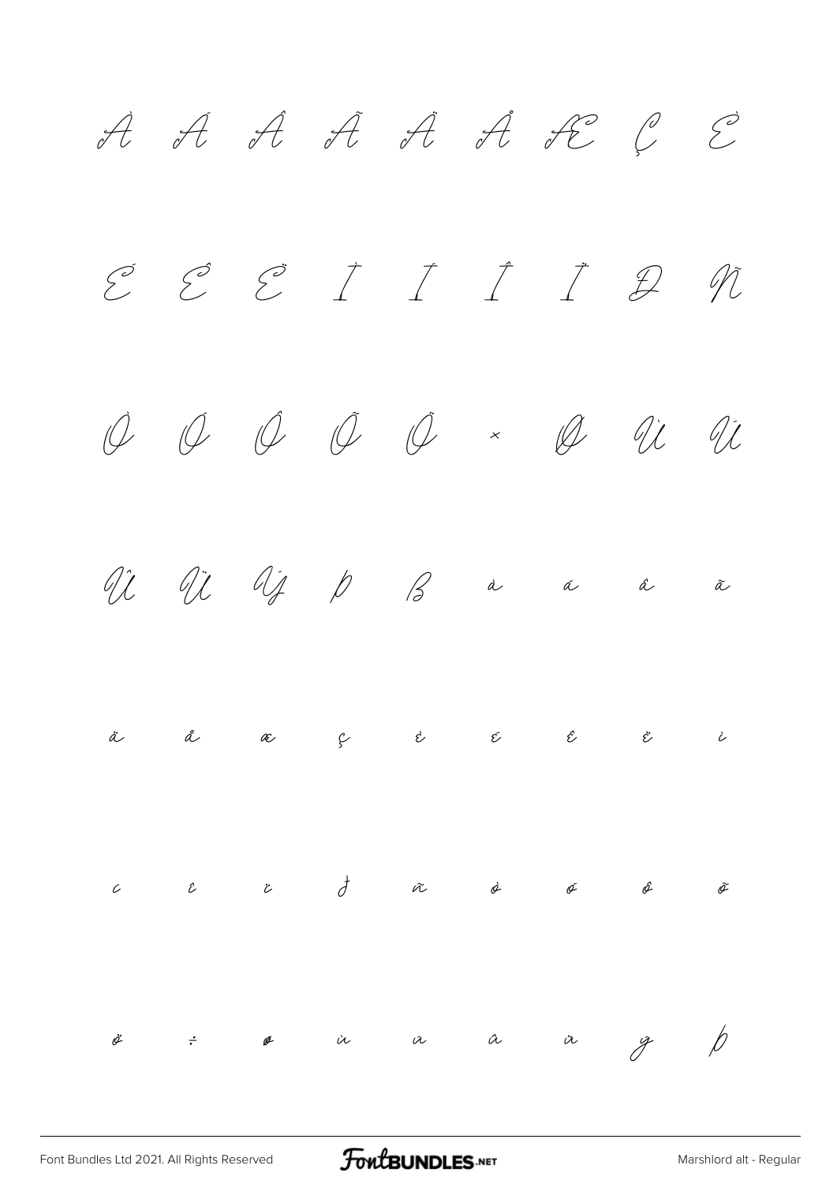À Á Â Ã Ä Å Æ Ç È

É Ê Ë Ì Í Î Ï Ð Ñ

Ò Ó Ô Õ Ö × Ø Ù Ú

Û Ü Ý Þ ß à á â ã

ä å æ ç è é ê ë ì

í î ï ð ñ ò ó ô õ

ö ÷ ø ù ú û ü ý þ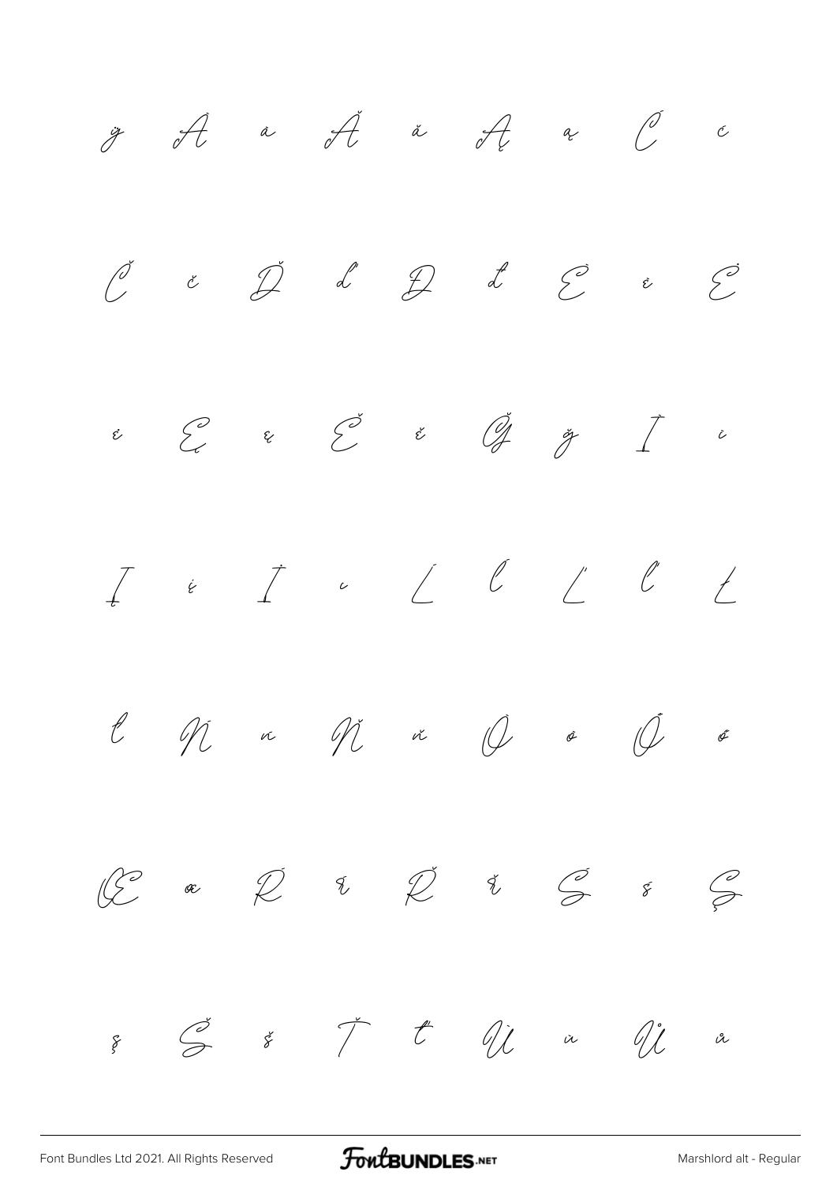ÿ Ā ā Ă ă Ą ą Ć ć

Č č Ď ď Đ đ Ė ė Ė

ė Ę ę Ě ě Ğ ğ Ī ī

Į į İ ı Ĺ ĺ Ľ ľ Ł

ł Ń ń Ň ň Ő ő Ō ō

Œ œ Ŕ ŕ Ř ř Ś ś Ş

ş Š š Ť ť Ū ū Ů ů

Font Bundles Ltd 2021. All Rights Reserved

Marshlord alt - Regular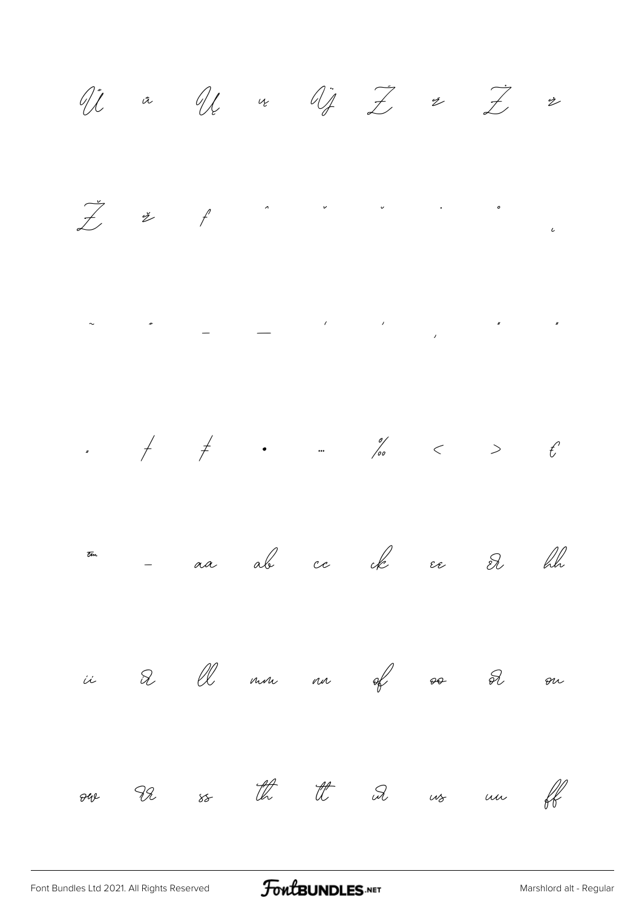Ů ů Ų ų Ÿ Ź ź Ż ż

Ž ž ƒ ˆ ˇ ˘ ˙ ˚ ˛

˜ ˝ – — ' ' ‚ " "

„ † ‡ • … ‰ ‹ › €

™ − aa ab cc ck ee el hh

ii il ll mm nn of oo ol on

ow rr ss th tt ul us uu ff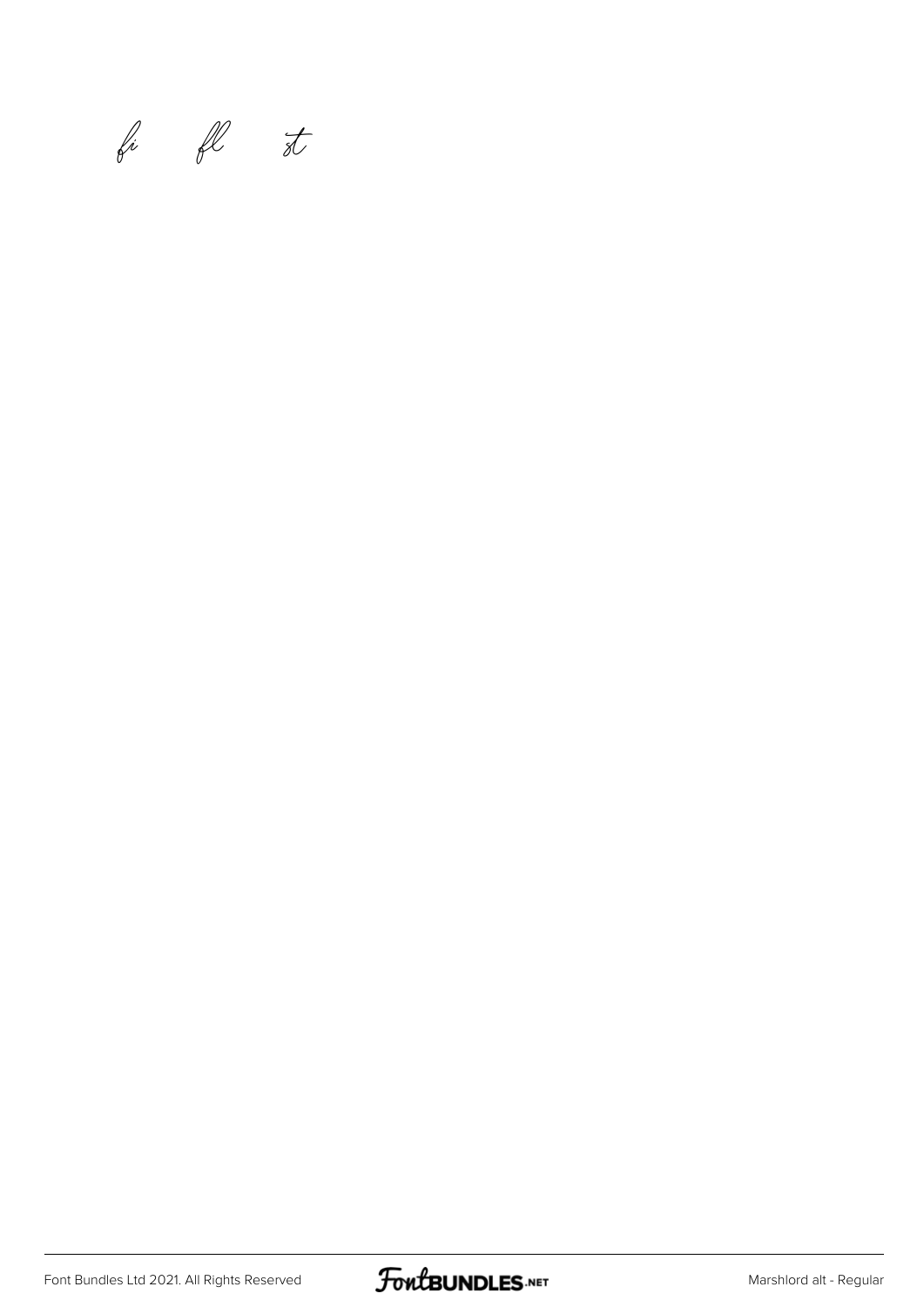fi fl st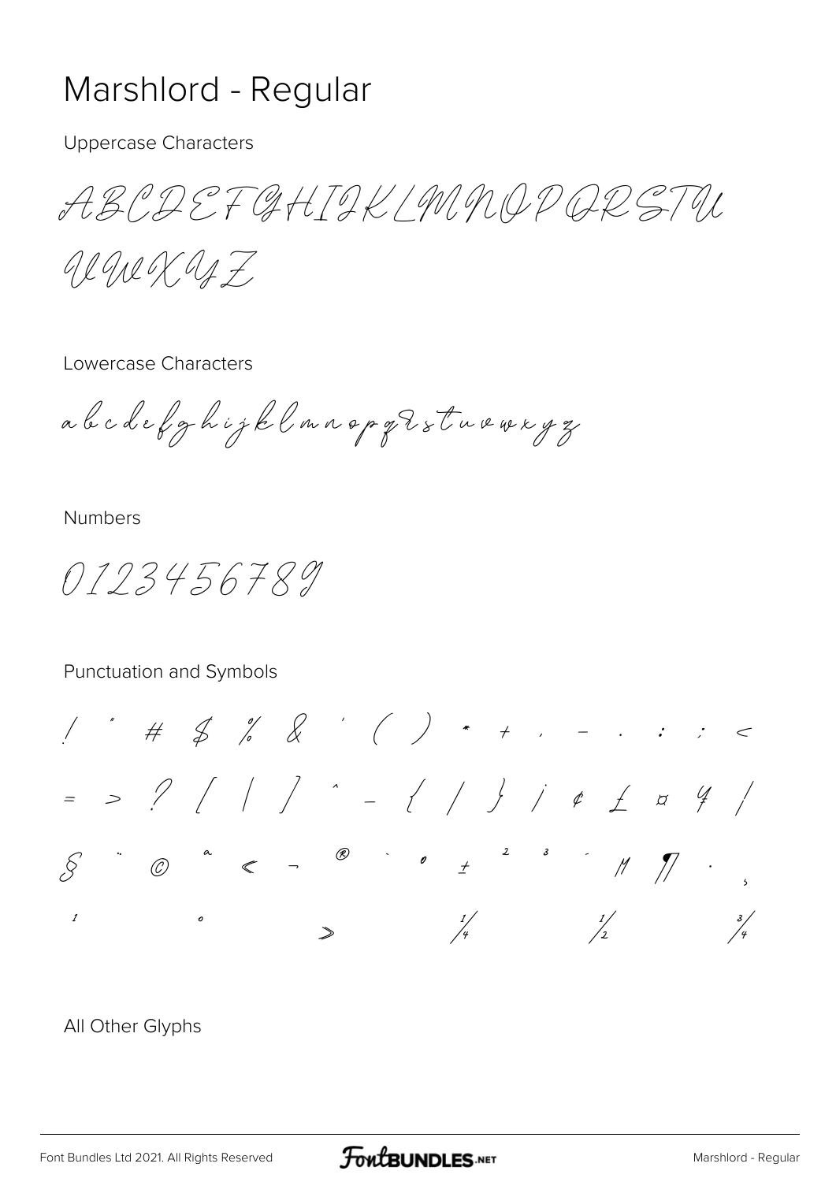# Marshlord - Regular

Uppercase Characters

ABCDEFGHIJKLMNOPQRSTU

VWXYZ

Lowercase Characters

abcdefghijklmnopqrstuvwxyz

Numbers

0123456789

Punctuation and Symbols

! " # $ % & ' ( ) * + , - . : ; <

= > ? [ \ ] ^ _ { | } ¡ ¢ £ ¤ ¥ ¦

§ ¨ © ª « ¬ ® ¯ ° ± ² ³ ´ µ ¶ · ¸

¹ º » ¼ ½ ¾

All Other Glyphs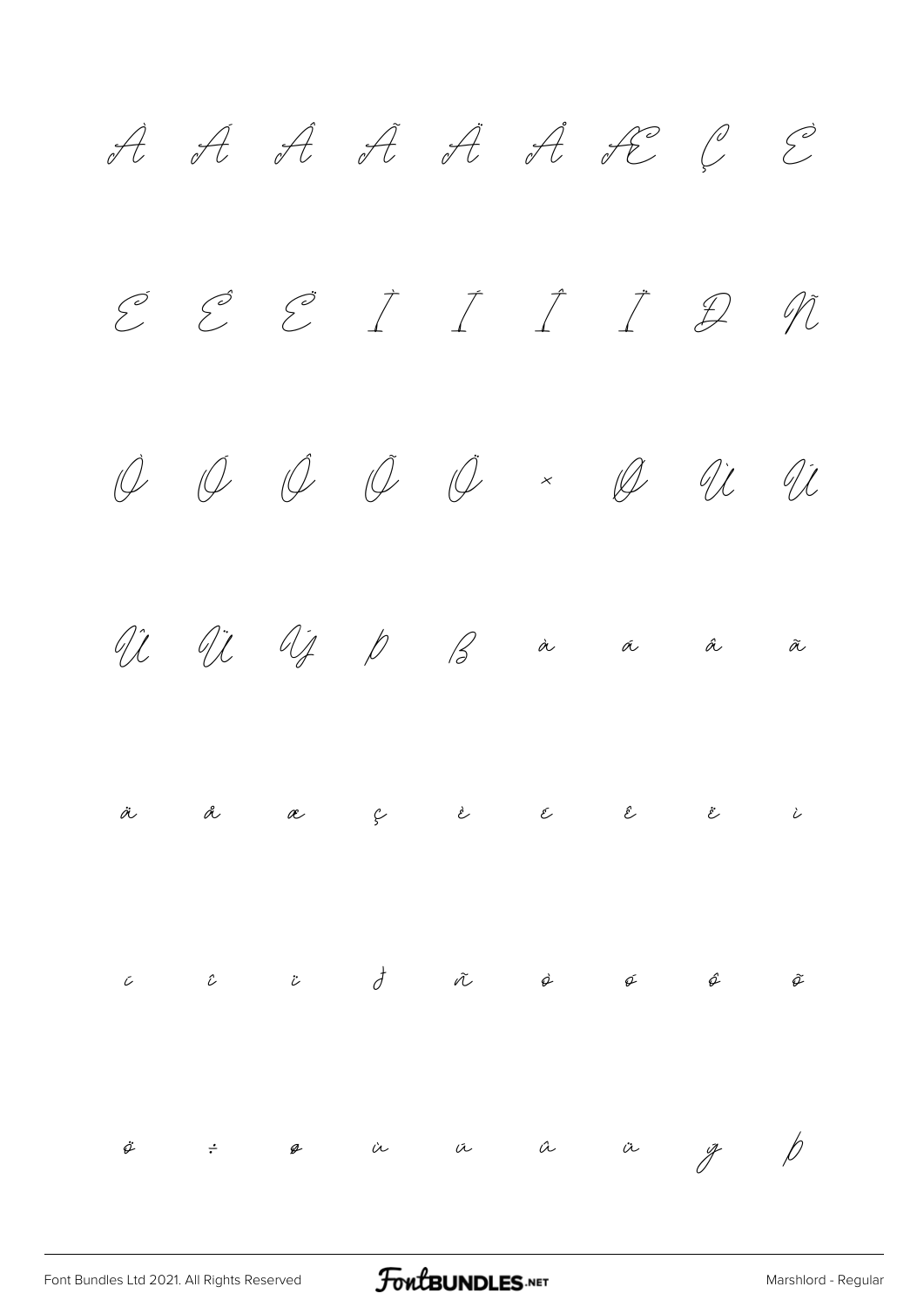À Á Â Ã Ä Å Æ Ç È

É Ê Ë Ì Í Î Ï Ð Ñ

Ò Ó Ô Õ Ö × Ø Ù Ú

Û Ü Ý Þ ß à á â ã

ä å æ ç è é ê ë ì

í î ï ð ñ ò ó ô õ

ö ÷ ø ù ú û ü ý þ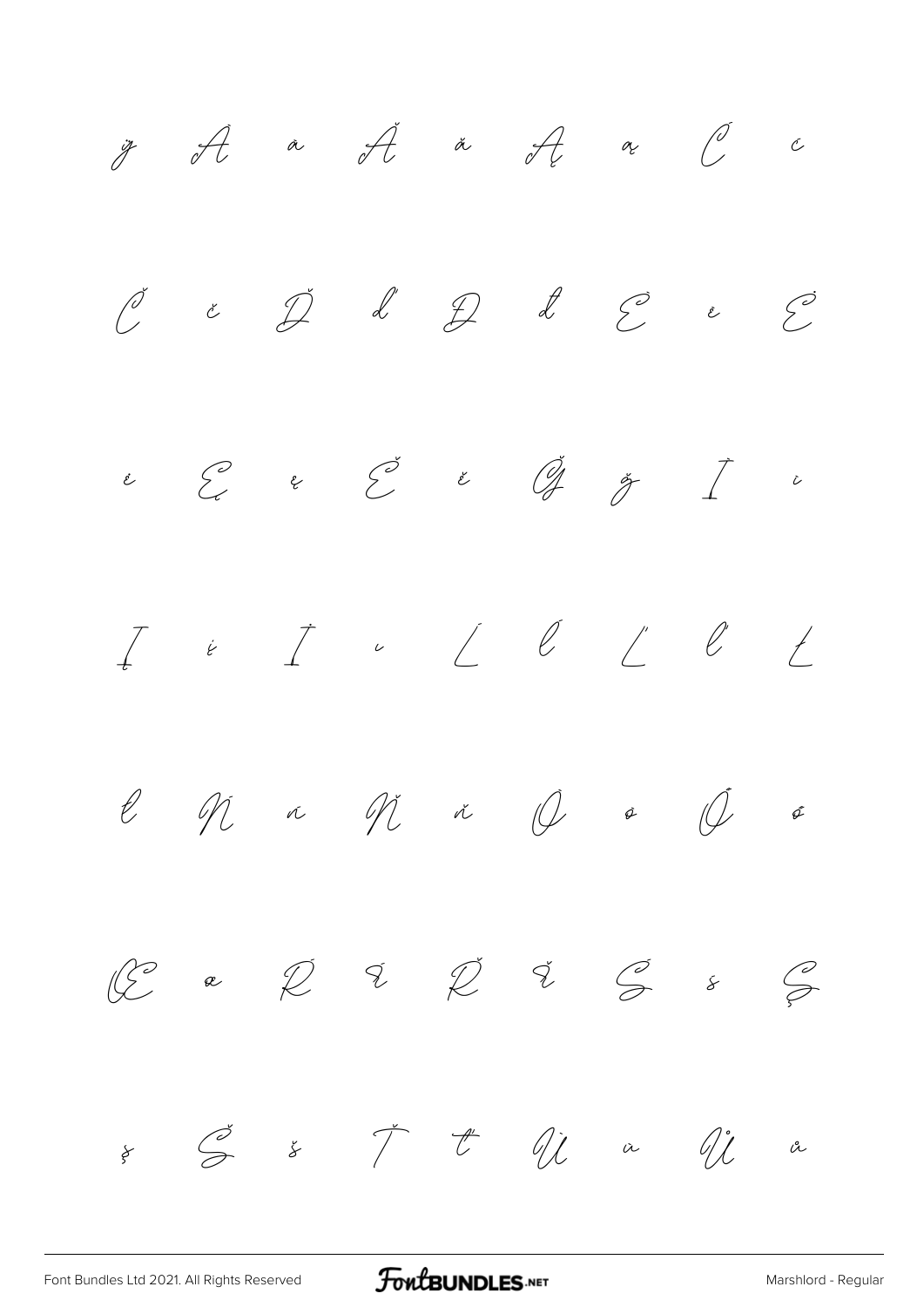ÿ Ā ā Ă ă Ą ą Ć ć

Č č Ď ď Đ đ Ė ė Ė

ė Ę ę Ě ě Ğ ğ Ī ī

Į į İ ı Ĺ ĺ Ľ ľ Ł

ł Ń ń Ň ň Ō ō Ő ő

Œ œ Ŕ ŕ Ř ř Ś ś Ş

ş Š š Ť ť Ū ū Ů ů

Font Bundles Ltd 2021. All Rights Reserved

Marshlord - Regular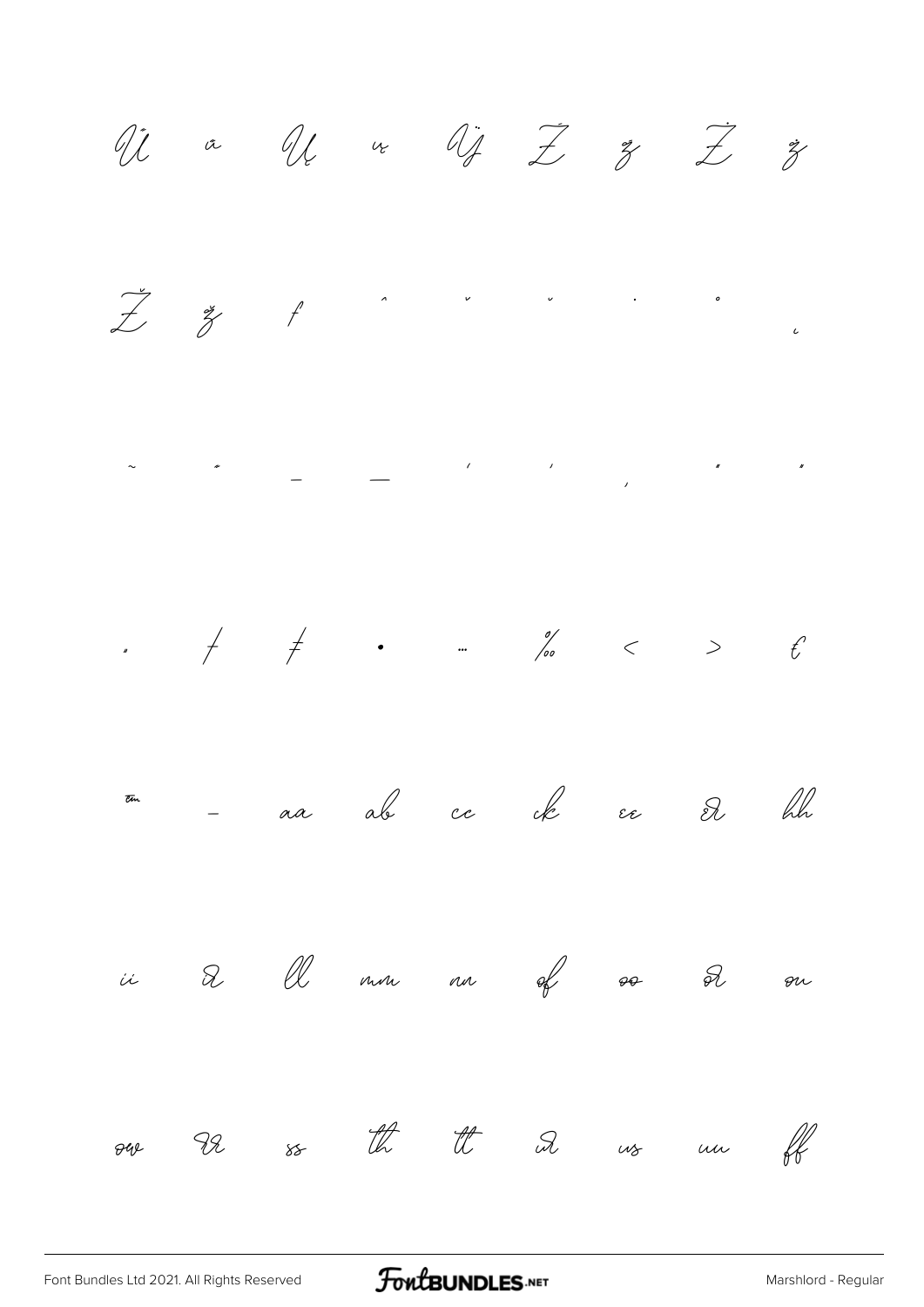Ů ů Ų ų Ÿ Ź ź Ż ż

Ž ž ƒ ˆ ˇ ˘ ˙ ˚ ˛

˜ ˝ – — ' ' ‚ " "

„ † ‡ • … ‰ ‹ › €

™ − aa ab cc ck ee ee hh

ii ii ll mm nn of oo oo ou

ow rr ss th tt ur us uu ff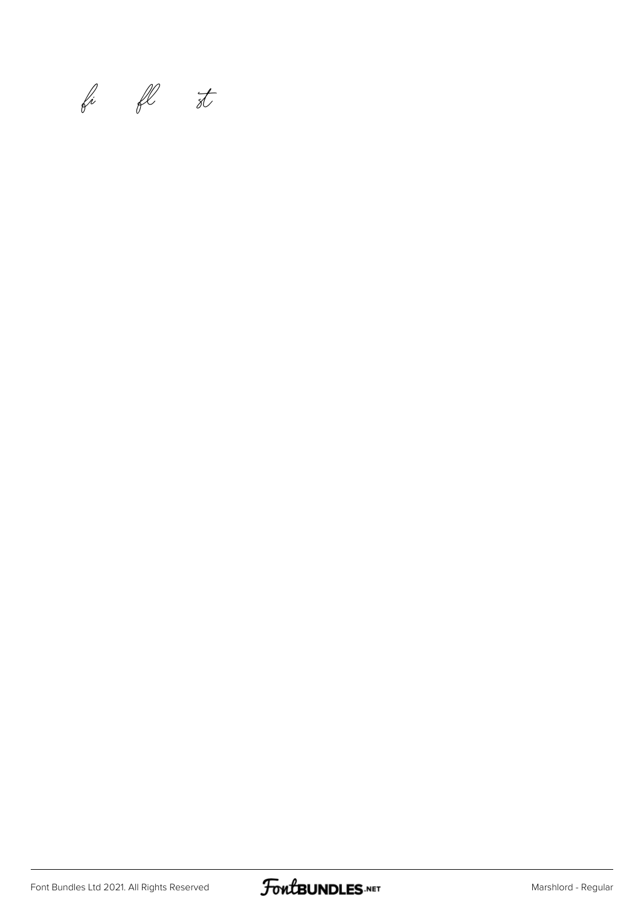fi fl st